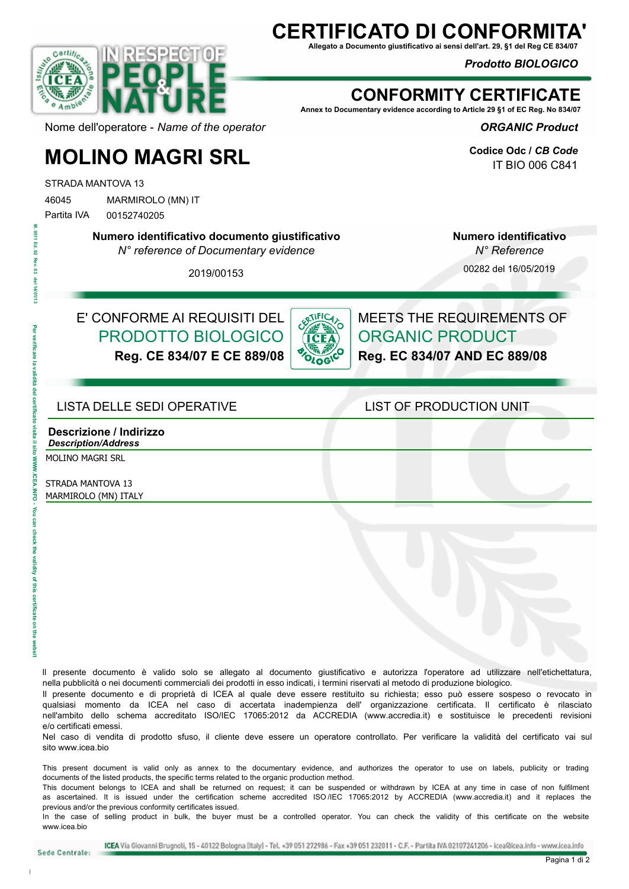# CERTIFICATO DI CONFORMITA'

**Allegato a Documento giustificativo ai sensi dell'art. 29, §1 del Reg CE 834/07**

***Prodotto BIOLOGICO***

# CONFORMITY CERTIFICATE

**Annex to Documentary evidence according to Article 29 §1 of EC Reg. No 834/07**

***ORGANIC Product***

Nome dell'operatore - *Name of the operator*

# MOLINO MAGRI SRL

STRADA MANTOVA 13
46045 MARMIROLO (MN) IT
Partita IVA 00152740205

**Codice Odc / *CB Code***
IT BIO 006 C841

**Numero identificativo documento giustificativo**
*N° reference of Documentary evidence*
2019/00153

**Numero identificativo**
*N° Reference*
00282 del 16/05/2019

E' CONFORME AI REQUISITI DEL
PRODOTTO BIOLOGICO
**Reg. CE 834/07 E CE 889/08**

MEETS THE REQUIREMENTS OF
ORGANIC PRODUCT
**Reg. EC 834/07 AND EC 889/08**

## LISTA DELLE SEDI OPERATIVE / LIST OF PRODUCTION UNIT

**Descrizione / Indirizzo**
***Description/Address***

MOLINO MAGRI SRL

STRADA MANTOVA 13
MARMIROLO (MN) ITALY

Il presente documento è valido solo se allegato al documento giustificativo e autorizza l'operatore ad utilizzare nell'etichettatura, nella pubblicità o nei documenti commerciali dei prodotti in esso indicati, i termini riservati al metodo di produzione biologico.
Il presente documento e di proprietà di ICEA al quale deve essere restituito su richiesta; esso può essere sospeso o revocato in qualsiasi momento da ICEA nel caso di accertata inadempienza dell' organizzazione certificata. Il certificato è rilasciato nell'ambito dello schema accreditato ISO/IEC 17065:2012 da ACCREDIA (www.accredia.it) e sostituisce le precedenti revisioni e/o certificati emessi.
Nel caso di vendita di prodotto sfuso, il cliente deve essere un operatore controllato. Per verificare la validità del certificato vai sul sito www.icea.bio

This present document is valid only as annex to the documentary evidence, and authorizes the operator to use on labels, publicity or trading documents of the listed products, the specific terms related to the organic production method.
This document belongs to ICEA and shall be returned on request; it can be suspended or withdrawn by ICEA at any time in case of non fulfilment as ascertained. It is issued under the certification scheme accredited ISO/IEC 17065:2012 by ACCREDIA (www.accredia.it) and it replaces the previous and/or the previous conformity certificates issued.
In the case of selling product in bulk, the buyer must be a controlled operator. You can check the validity of this certificate on the website www.icea.bio

Sede Centrale: ICEA Via Giovanni Brugnoli, 15 - 40122 Bologna (Italy) - Tel. +39 051 272986 - Fax +39 051 232011 - C.F. - Partita IVA 02107241206 - icea@icea.info - www.icea.info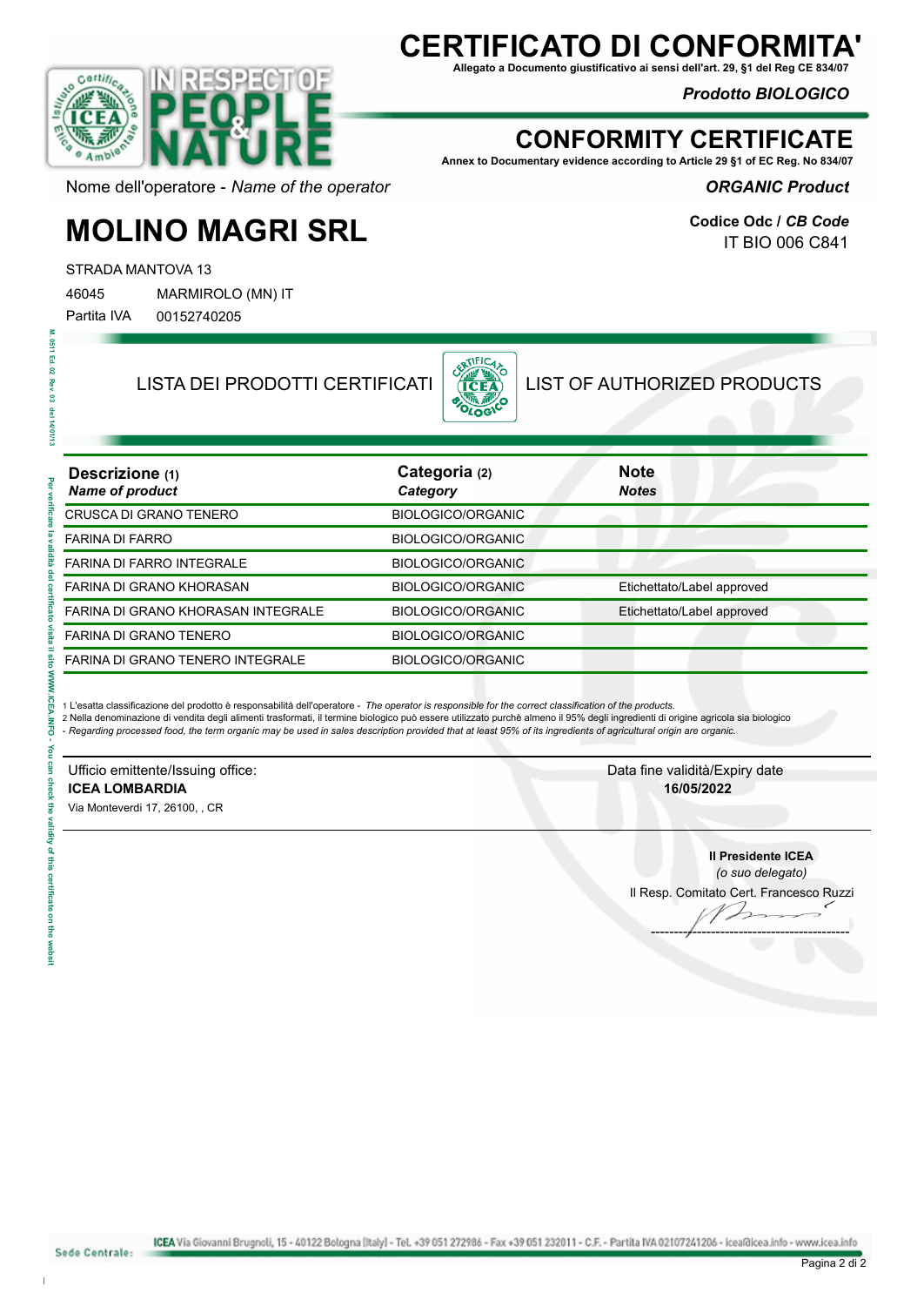# CERTIFICATO DI CONFORMITA'

**Allegato a Documento giustificativo ai sensi dell'art. 29, §1 del Reg CE 834/07**

***Prodotto BIOLOGICO***

# CONFORMITY CERTIFICATE

**Annex to Documentary evidence according to Article 29 §1 of EC Reg. No 834/07**

***ORGANIC Product***

Nome dell'operatore - *Name of the operator*

**Codice Odc / *CB Code***
IT BIO 006 C841

# MOLINO MAGRI SRL

STRADA MANTOVA 13
46045 MARMIROLO (MN) IT
Partita IVA 00152740205

## LISTA DEI PRODOTTI CERTIFICATI — LIST OF AUTHORIZED PRODUCTS

| Descrizione (1) *Name of product* | Categoria (2) *Category* | Note *Notes* |
|---|---|---|
| CRUSCA DI GRANO TENERO | BIOLOGICO/ORGANIC | |
| FARINA DI FARRO | BIOLOGICO/ORGANIC | |
| FARINA DI FARRO INTEGRALE | BIOLOGICO/ORGANIC | |
| FARINA DI GRANO KHORASAN | BIOLOGICO/ORGANIC | Etichettato/Label approved |
| FARINA DI GRANO KHORASAN INTEGRALE | BIOLOGICO/ORGANIC | Etichettato/Label approved |
| FARINA DI GRANO TENERO | BIOLOGICO/ORGANIC | |
| FARINA DI GRANO TENERO INTEGRALE | BIOLOGICO/ORGANIC | |

1 L'esatta classificazione del prodotto è responsabilità dell'operatore - *The operator is responsible for the correct classification of the products.*
2 Nella denominazione di vendita degli alimenti trasformati, il termine biologico può essere utilizzato purchè almeno il 95% degli ingredienti di origine agricola sia biologico
*- Regarding processed food, the term organic may be used in sales description provided that at least 95% of its ingredients of agricultural origin are organic.*

Ufficio emittente/Issuing office:
**ICEA LOMBARDIA**
Via Monteverdi 17, 26100, , CR

Data fine validità/Expiry date
**16/05/2022**

**Il Presidente ICEA**
*(o suo delegato)*
Il Resp. Comitato Cert. Francesco Ruzzi

Per verificare la validità del certificato visita il sito WWW.ICEA.INFO - You can check the validity of this certificate on the websit

M. 0511 Ed. 02 Rev. 03 del 14/01/13

Sede Centrale: ICEA Via Giovanni Brugnoli, 15 - 40122 Bologna (Italy) - Tel. +39 051 272986 - Fax +39 051 232011 - C.F. - Partita IVA 02107241206 - icea@icea.info - www.icea.info